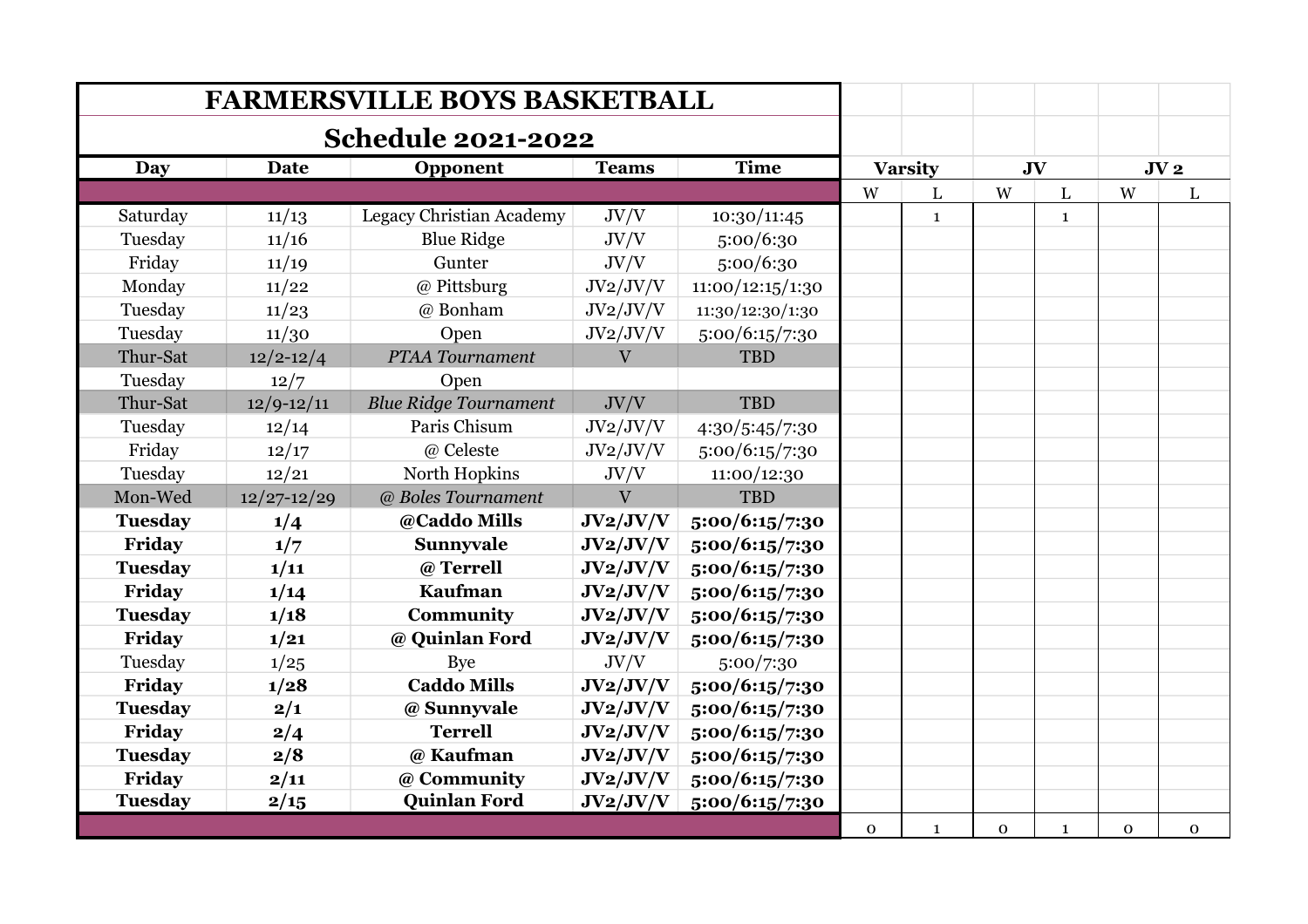# FARMERSVILLE BOYS BASKETBALL

## Schedule 2021-2022

| Day | Date | Opponent | Teams | Time | Varsity W | Varsity L | JV W | JV L | JV 2 W | JV 2 L |
|---|---|---|---|---|---|---|---|---|---|---|
| Saturday | 11/13 | Legacy Christian Academy | JV/V | 10:30/11:45 | | 1 | | 1 | | |
| Tuesday | 11/16 | Blue Ridge | JV/V | 5:00/6:30 | | | | | | |
| Friday | 11/19 | Gunter | JV/V | 5:00/6:30 | | | | | | |
| Monday | 11/22 | @ Pittsburg | JV2/JV/V | 11:00/12:15/1:30 | | | | | | |
| Tuesday | 11/23 | @ Bonham | JV2/JV/V | 11:30/12:30/1:30 | | | | | | |
| Tuesday | 11/30 | Open | JV2/JV/V | 5:00/6:15/7:30 | | | | | | |
| Thur-Sat | 12/2-12/4 | *PTAA Tournament* | V | TBD | | | | | | |
| Tuesday | 12/7 | Open | | | | | | | | |
| Thur-Sat | 12/9-12/11 | *Blue Ridge Tournament* | JV/V | TBD | | | | | | |
| Tuesday | 12/14 | Paris Chisum | JV2/JV/V | 4:30/5:45/7:30 | | | | | | |
| Friday | 12/17 | @ Celeste | JV2/JV/V | 5:00/6:15/7:30 | | | | | | |
| Tuesday | 12/21 | North Hopkins | JV/V | 11:00/12:30 | | | | | | |
| Mon-Wed | 12/27-12/29 | *@ Boles Tournament* | V | TBD | | | | | | |
| **Tuesday** | **1/4** | **@Caddo Mills** | **JV2/JV/V** | **5:00/6:15/7:30** | | | | | | |
| **Friday** | **1/7** | **Sunnyvale** | **JV2/JV/V** | **5:00/6:15/7:30** | | | | | | |
| **Tuesday** | **1/11** | **@ Terrell** | **JV2/JV/V** | **5:00/6:15/7:30** | | | | | | |
| **Friday** | **1/14** | **Kaufman** | **JV2/JV/V** | **5:00/6:15/7:30** | | | | | | |
| **Tuesday** | **1/18** | **Community** | **JV2/JV/V** | **5:00/6:15/7:30** | | | | | | |
| **Friday** | **1/21** | **@ Quinlan Ford** | **JV2/JV/V** | **5:00/6:15/7:30** | | | | | | |
| Tuesday | 1/25 | Bye | JV/V | 5:00/7:30 | | | | | | |
| **Friday** | **1/28** | **Caddo Mills** | **JV2/JV/V** | **5:00/6:15/7:30** | | | | | | |
| **Tuesday** | **2/1** | **@ Sunnyvale** | **JV2/JV/V** | **5:00/6:15/7:30** | | | | | | |
| **Friday** | **2/4** | **Terrell** | **JV2/JV/V** | **5:00/6:15/7:30** | | | | | | |
| **Tuesday** | **2/8** | **@ Kaufman** | **JV2/JV/V** | **5:00/6:15/7:30** | | | | | | |
| **Friday** | **2/11** | **@ Community** | **JV2/JV/V** | **5:00/6:15/7:30** | | | | | | |
| **Tuesday** | **2/15** | **Quinlan Ford** | **JV2/JV/V** | **5:00/6:15/7:30** | | | | | | |
| | | | | | 0 | 1 | 0 | 1 | 0 | 0 |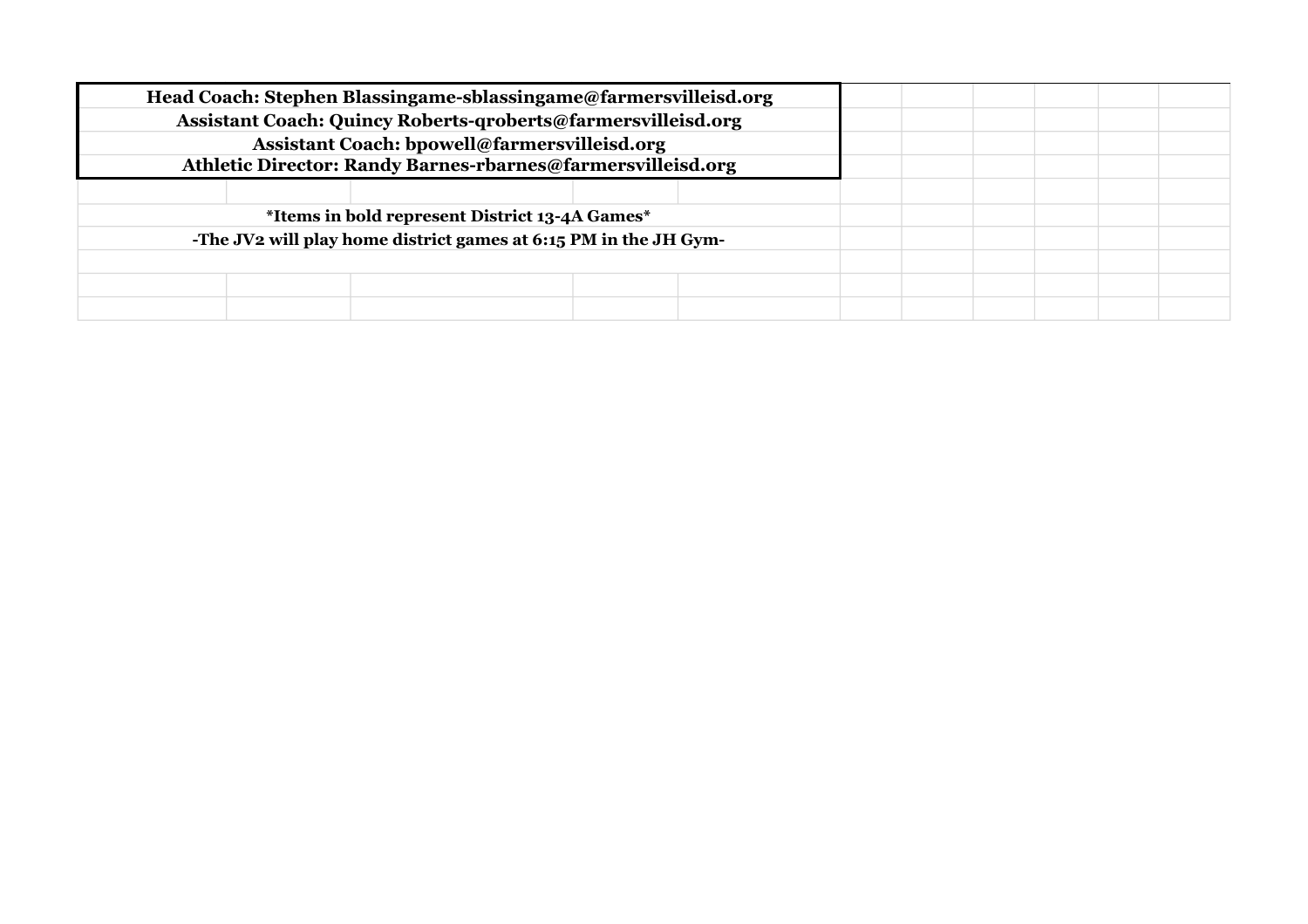**Head Coach: Stephen Blassingame-sblassingame@farmersvilleisd.org**
**Assistant Coach: Quincy Roberts-qroberts@farmersvilleisd.org**
**Assistant Coach: bpowell@farmersvilleisd.org**
**Athletic Director: Randy Barnes-rbarnes@farmersvilleisd.org**

**\*Items in bold represent District 13-4A Games\***

**-The JV2 will play home district games at 6:15 PM in the JH Gym-**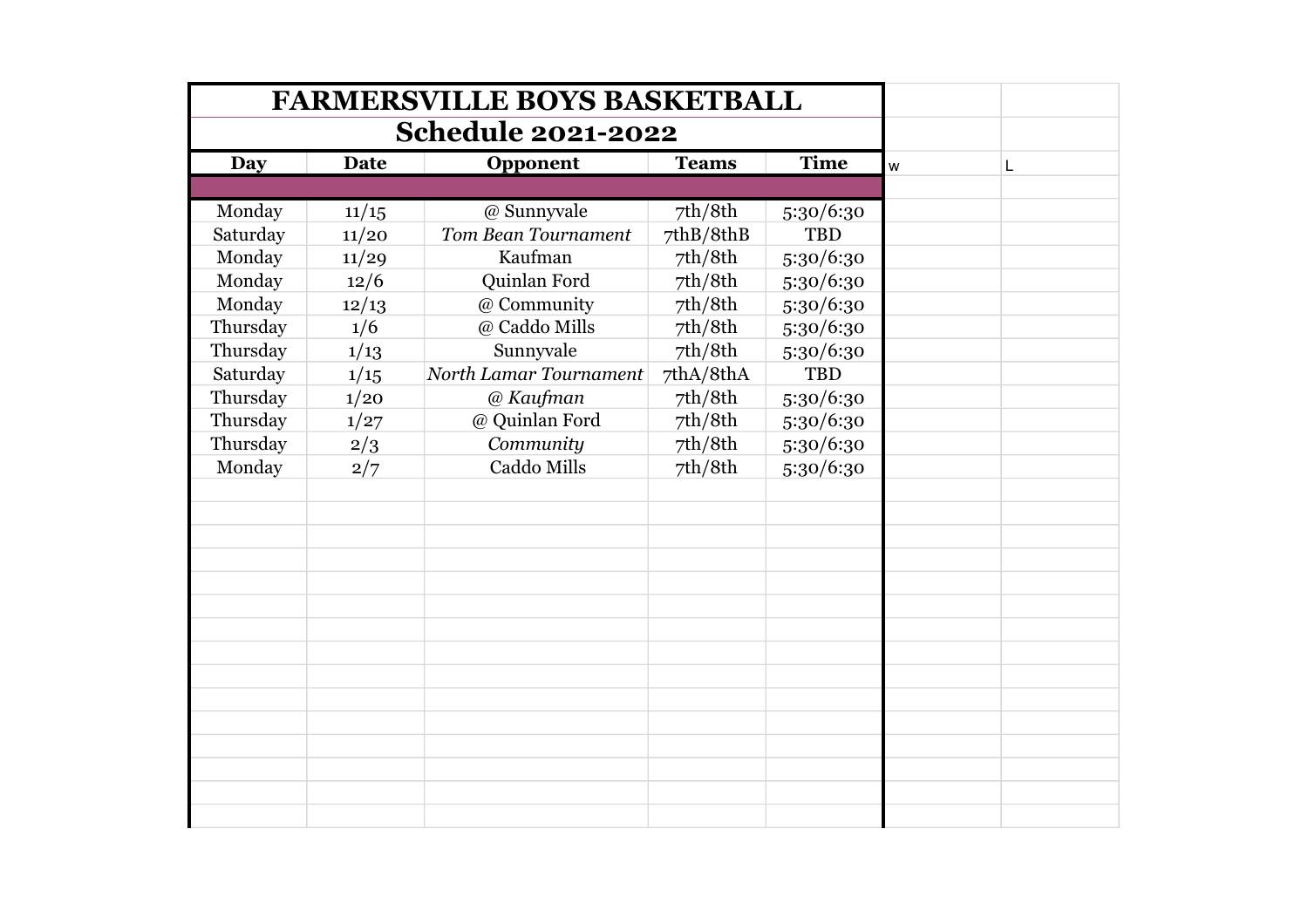# FARMERSVILLE BOYS BASKETBALL

## Schedule 2021-2022

| Day | Date | Opponent | Teams | Time | W | L |
|---|---|---|---|---|---|---|
| Monday | 11/15 | @ Sunnyvale | 7th/8th | 5:30/6:30 | | |
| Saturday | 11/20 | *Tom Bean Tournament* | 7thB/8thB | TBD | | |
| Monday | 11/29 | Kaufman | 7th/8th | 5:30/6:30 | | |
| Monday | 12/6 | Quinlan Ford | 7th/8th | 5:30/6:30 | | |
| Monday | 12/13 | @ Community | 7th/8th | 5:30/6:30 | | |
| Thursday | 1/6 | @ Caddo Mills | 7th/8th | 5:30/6:30 | | |
| Thursday | 1/13 | Sunnyvale | 7th/8th | 5:30/6:30 | | |
| Saturday | 1/15 | *North Lamar Tournament* | 7thA/8thA | TBD | | |
| Thursday | 1/20 | *@ Kaufman* | 7th/8th | 5:30/6:30 | | |
| Thursday | 1/27 | @ Quinlan Ford | 7th/8th | 5:30/6:30 | | |
| Thursday | 2/3 | *Community* | 7th/8th | 5:30/6:30 | | |
| Monday | 2/7 | Caddo Mills | 7th/8th | 5:30/6:30 | | |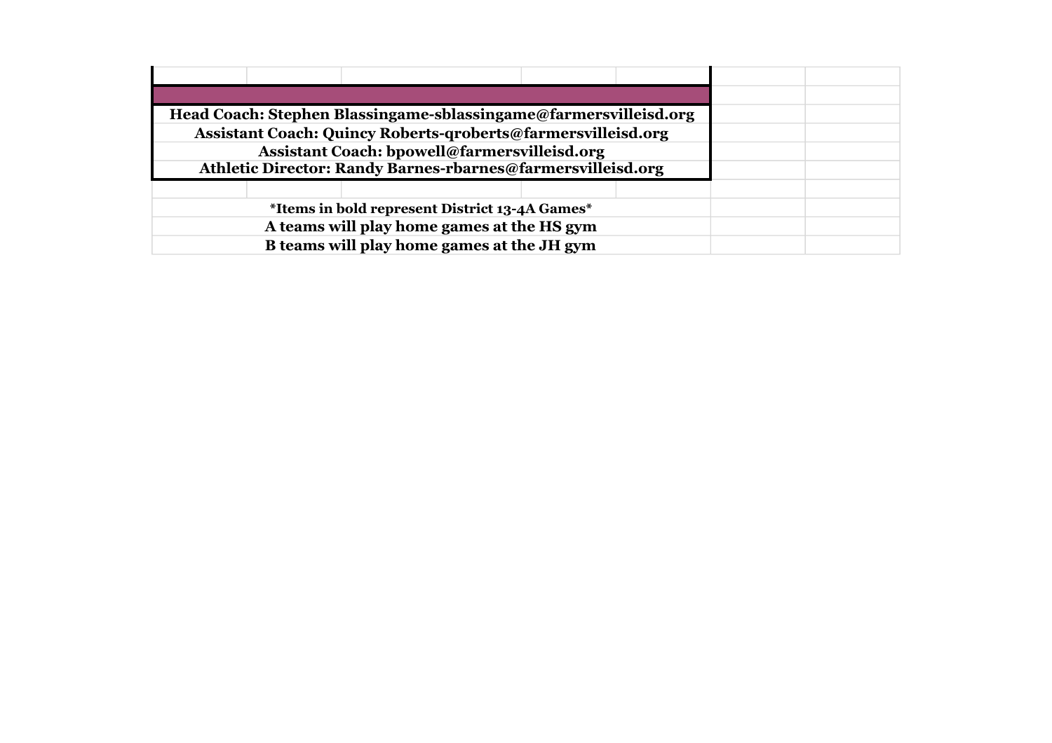**Head Coach: Stephen Blassingame-sblassingame@farmersvilleisd.org**

**Assistant Coach: Quincy Roberts-qroberts@farmersvilleisd.org**

**Assistant Coach: bpowell@farmersvilleisd.org**

**Athletic Director: Randy Barnes-rbarnes@farmersvilleisd.org**

**\*Items in bold represent District 13-4A Games\***

**A teams will play home games at the HS gym**

**B teams will play home games at the JH gym**